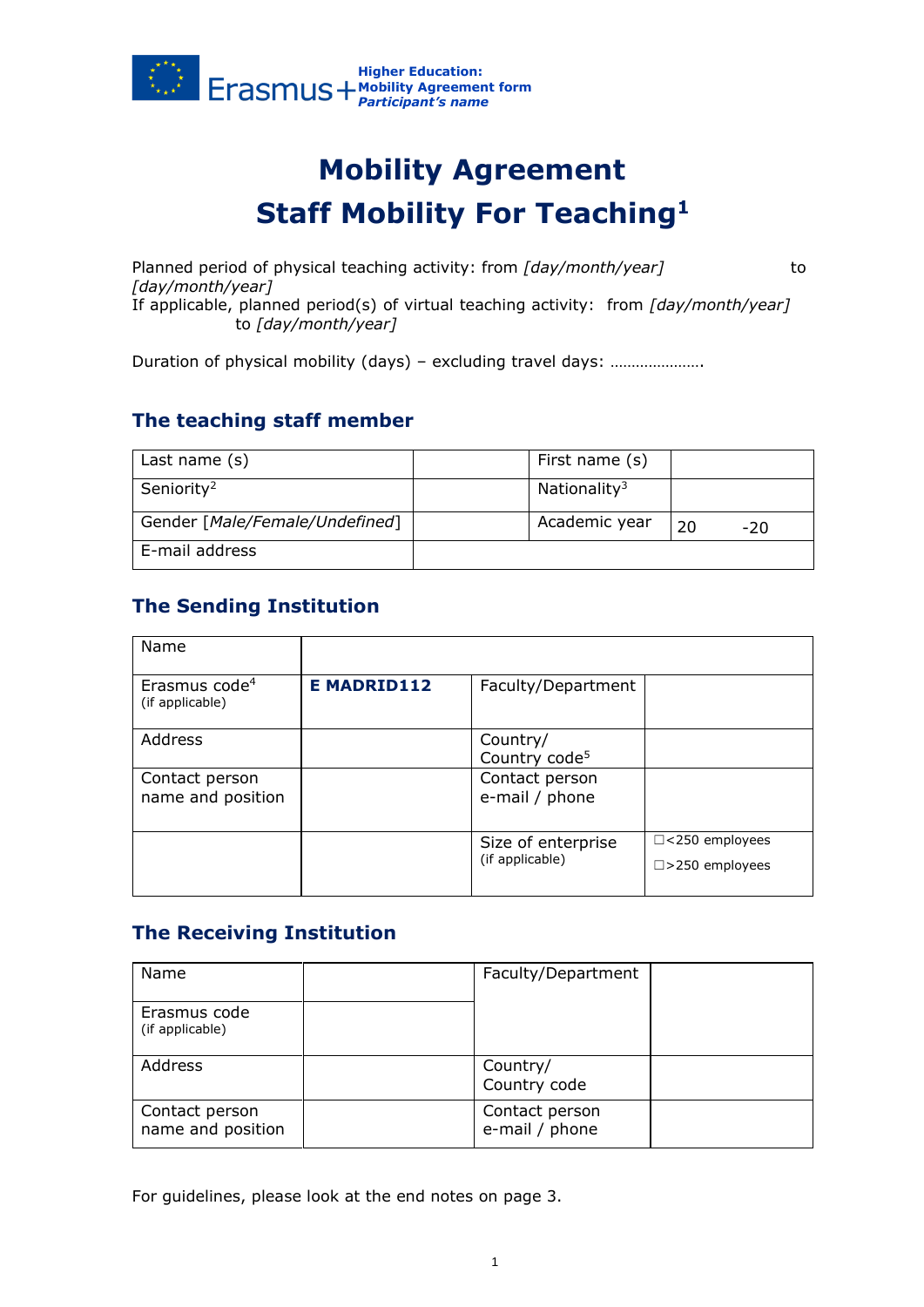Higher Education:
Mobility Agreement form
*Participant's name*

# Mobility Agreement
# Staff Mobility For Teaching[1]

Planned period of physical teaching activity: from *[day/month/year]* to *[day/month/year]*
If applicable, planned period(s) of virtual teaching activity: from *[day/month/year]* to *[day/month/year]*

Duration of physical mobility (days) – excluding travel days: ………………….

## The teaching staff member

| Last name (s) | | First name (s) | |
|---|---|---|---|
| Seniority[2] | | Nationality[3] | |
| Gender *[Male/Female/Undefined]* | | Academic year | 20 -20 |
| E-mail address | | | |

## The Sending Institution

| Name | | | |
|---|---|---|---|
| Erasmus code[4] (if applicable) | **E MADRID112** | Faculty/Department | |
| Address | | Country/ Country code[5] | |
| Contact person name and position | | Contact person e-mail / phone | |
| | | Size of enterprise (if applicable) | ☐<250 employees ☐>250 employees |

## The Receiving Institution

| Name | | Faculty/Department | |
|---|---|---|---|
| Erasmus code (if applicable) | | | |
| Address | | Country/ Country code | |
| Contact person name and position | | Contact person e-mail / phone | |

For guidelines, please look at the end notes on page 3.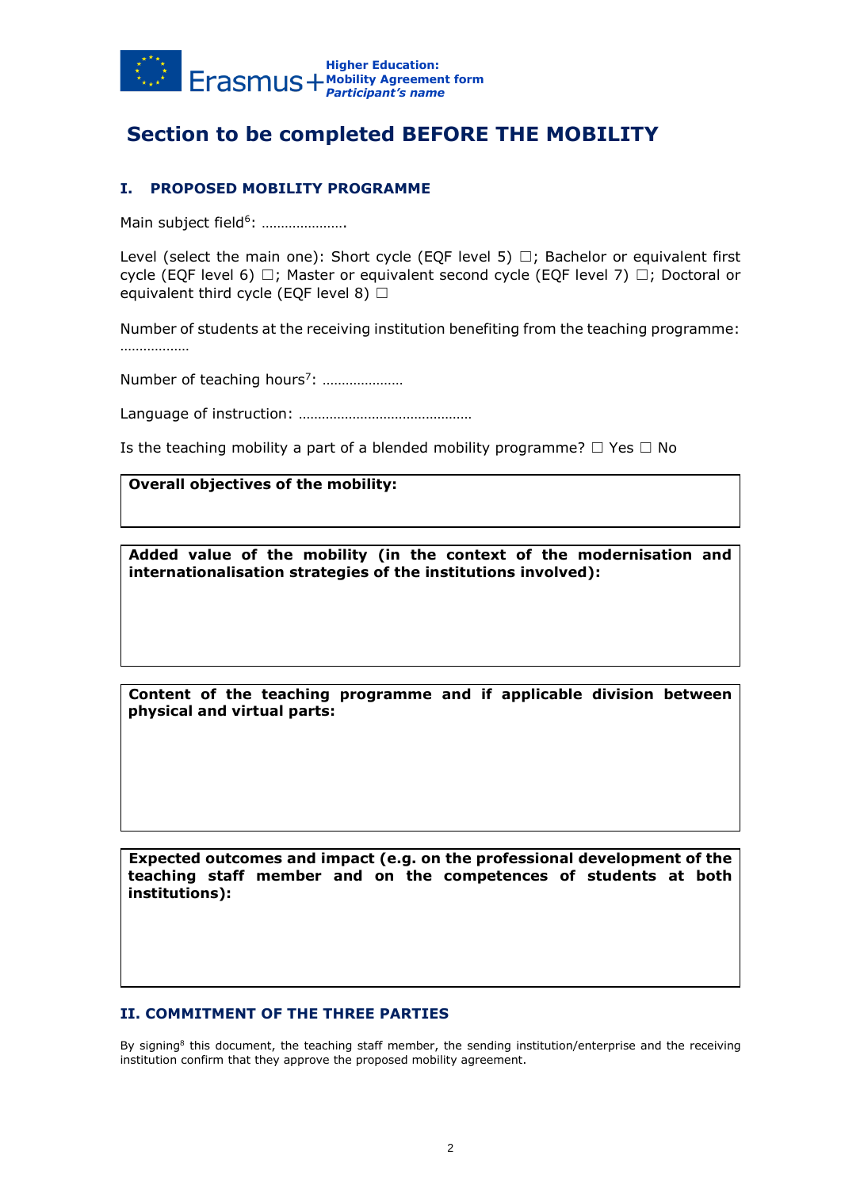## Section to be completed BEFORE THE MOBILITY

### I. PROPOSED MOBILITY PROGRAMME

Main subject field[6]: ………………….

Level (select the main one): Short cycle (EQF level 5) ☐; Bachelor or equivalent first cycle (EQF level 6) ☐; Master or equivalent second cycle (EQF level 7) ☐; Doctoral or equivalent third cycle (EQF level 8) ☐

Number of students at the receiving institution benefiting from the teaching programme: ………………

Number of teaching hours[7]: …………………

Language of instruction: ………………………………………

Is the teaching mobility a part of a blended mobility programme? ☐ Yes ☐ No

| **Overall objectives of the mobility:** |
|---|
| |

| **Added value of the mobility (in the context of the modernisation and internationalisation strategies of the institutions involved):** |
|---|
| |

| **Content of the teaching programme and if applicable division between physical and virtual parts:** |
|---|
| |

| **Expected outcomes and impact (e.g. on the professional development of the teaching staff member and on the competences of students at both institutions):** |
|---|
| |

### II. COMMITMENT OF THE THREE PARTIES

By signing[8] this document, the teaching staff member, the sending institution/enterprise and the receiving institution confirm that they approve the proposed mobility agreement.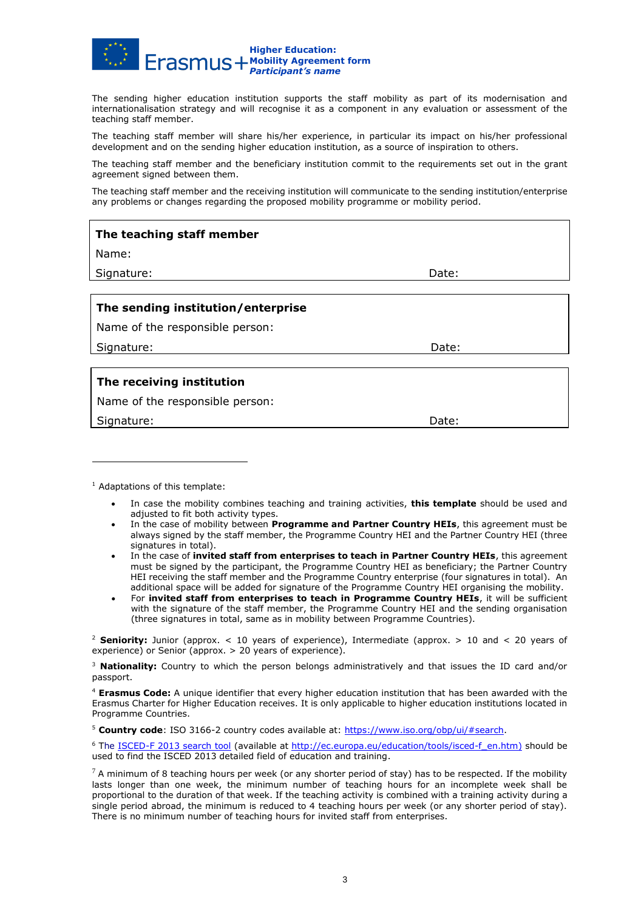The sending higher education institution supports the staff mobility as part of its modernisation and internationalisation strategy and will recognise it as a component in any evaluation or assessment of the teaching staff member.

The teaching staff member will share his/her experience, in particular its impact on his/her professional development and on the sending higher education institution, as a source of inspiration to others.

The teaching staff member and the beneficiary institution commit to the requirements set out in the grant agreement signed between them.

The teaching staff member and the receiving institution will communicate to the sending institution/enterprise any problems or changes regarding the proposed mobility programme or mobility period.

**The teaching staff member**

Name:

Signature: Date:

**The sending institution/enterprise**

Name of the responsible person:

Signature: Date:

**The receiving institution**

Name of the responsible person:

Signature: Date:

---

[1] Adaptations of this template:

- In case the mobility combines teaching and training activities, **this template** should be used and adjusted to fit both activity types.
- In the case of mobility between **Programme and Partner Country HEIs**, this agreement must be always signed by the staff member, the Programme Country HEI and the Partner Country HEI (three signatures in total).
- In the case of **invited staff from enterprises to teach in Partner Country HEIs**, this agreement must be signed by the participant, the Programme Country HEI as beneficiary; the Partner Country HEI receiving the staff member and the Programme Country enterprise (four signatures in total). An additional space will be added for signature of the Programme Country HEI organising the mobility.
- For **invited staff from enterprises to teach in Programme Country HEIs**, it will be sufficient with the signature of the staff member, the Programme Country HEI and the sending organisation (three signatures in total, same as in mobility between Programme Countries).

[2] **Seniority:** Junior (approx. < 10 years of experience), Intermediate (approx. > 10 and < 20 years of experience) or Senior (approx. > 20 years of experience).

[3] **Nationality:** Country to which the person belongs administratively and that issues the ID card and/or passport.

[4] **Erasmus Code:** A unique identifier that every higher education institution that has been awarded with the Erasmus Charter for Higher Education receives. It is only applicable to higher education institutions located in Programme Countries.

[5] **Country code**: ISO 3166-2 country codes available at: [https://www.iso.org/obp/ui/#search](https://www.iso.org/obp/ui/#search).

[6] The [ISCED-F 2013 search tool](http://ec.europa.eu/education/tools/isced-f_en.htm) (available at [http://ec.europa.eu/education/tools/isced-f_en.htm)](http://ec.europa.eu/education/tools/isced-f_en.htm) should be used to find the ISCED 2013 detailed field of education and training.

[7] A minimum of 8 teaching hours per week (or any shorter period of stay) has to be respected. If the mobility lasts longer than one week, the minimum number of teaching hours for an incomplete week shall be proportional to the duration of that week. If the teaching activity is combined with a training activity during a single period abroad, the minimum is reduced to 4 teaching hours per week (or any shorter period of stay). There is no minimum number of teaching hours for invited staff from enterprises.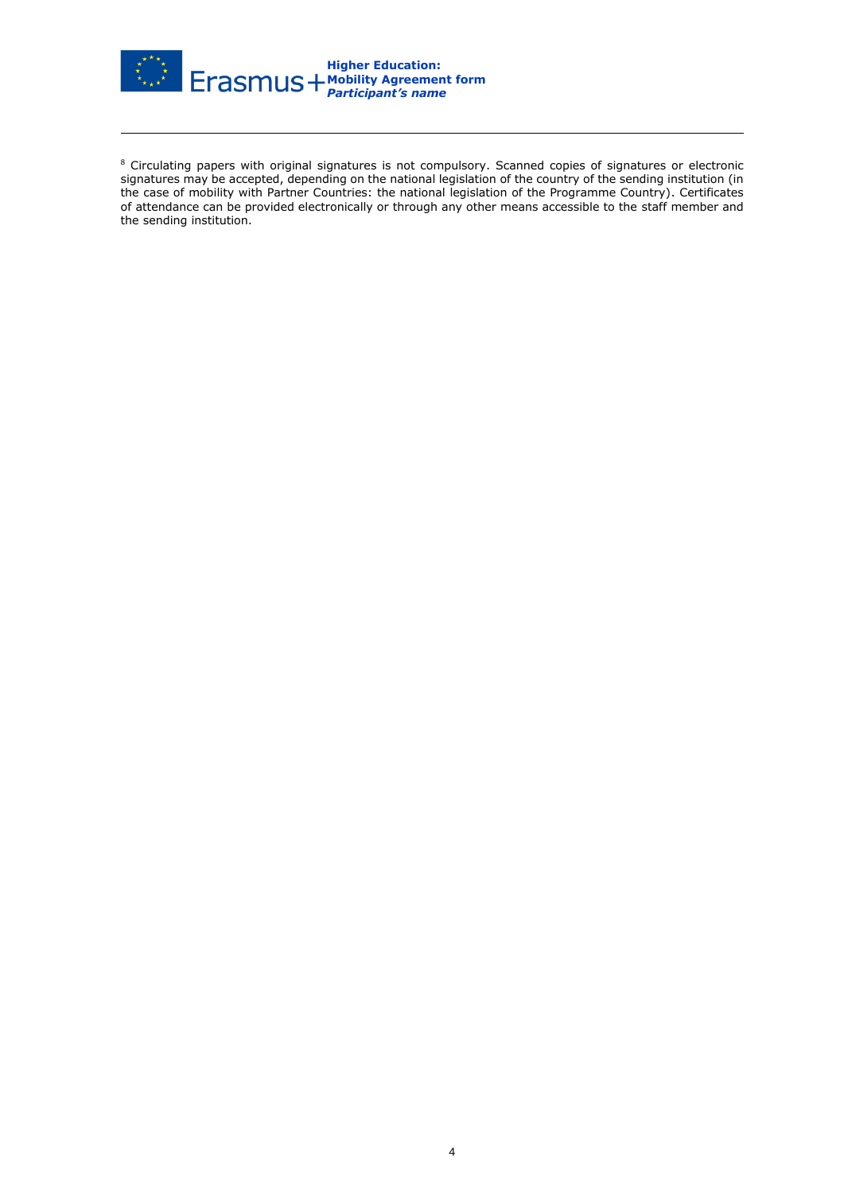[8] Circulating papers with original signatures is not compulsory. Scanned copies of signatures or electronic signatures may be accepted, depending on the national legislation of the country of the sending institution (in the case of mobility with Partner Countries: the national legislation of the Programme Country). Certificates of attendance can be provided electronically or through any other means accessible to the staff member and the sending institution.